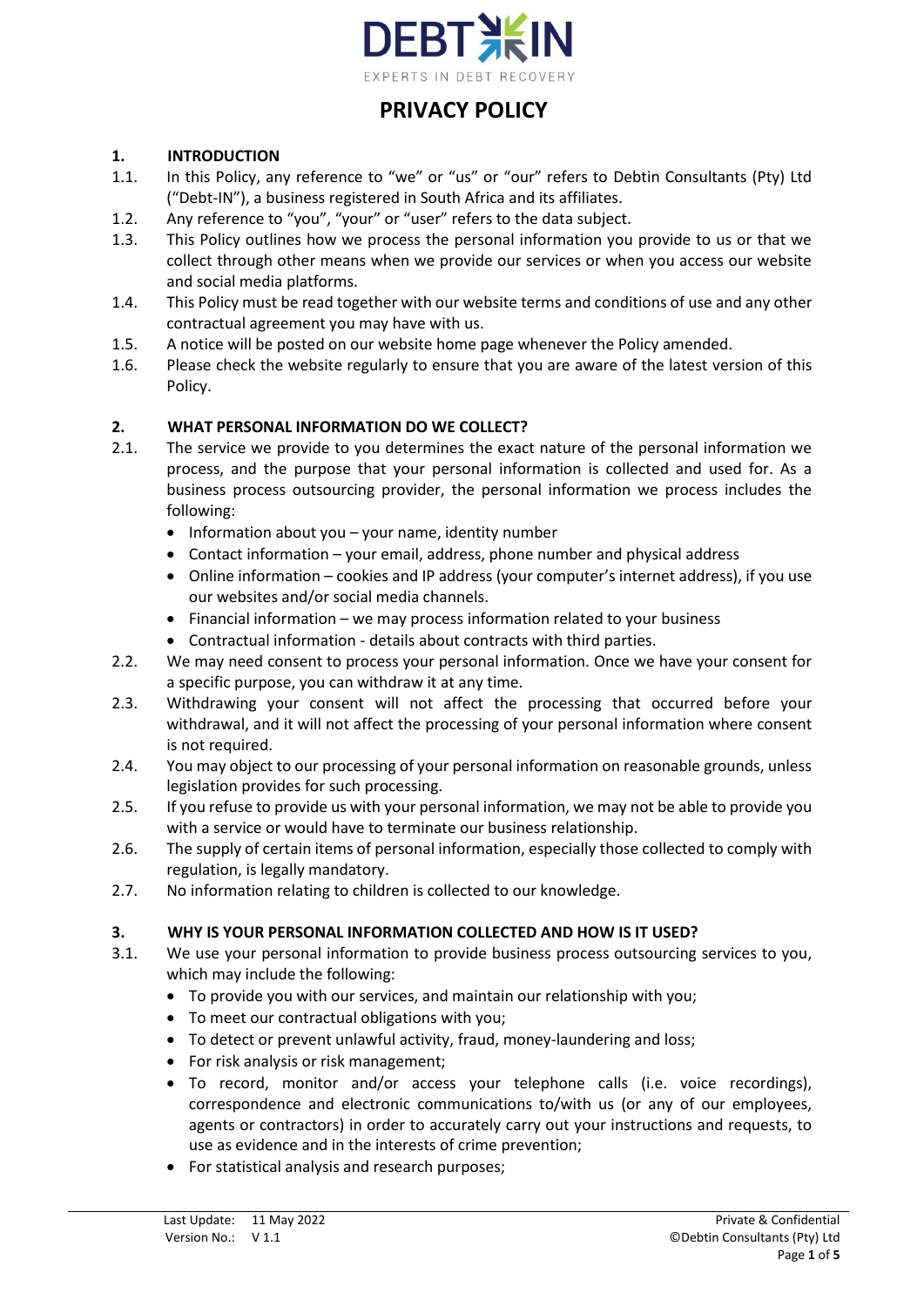DEBT-IN

EXPERTS IN DEBT RECOVERY

# PRIVACY POLICY

## 1. INTRODUCTION

1.1. In this Policy, any reference to "we" or "us" or "our" refers to Debtin Consultants (Pty) Ltd ("Debt-IN"), a business registered in South Africa and its affiliates.

1.2. Any reference to "you", "your" or "user" refers to the data subject.

1.3. This Policy outlines how we process the personal information you provide to us or that we collect through other means when we provide our services or when you access our website and social media platforms.

1.4. This Policy must be read together with our website terms and conditions of use and any other contractual agreement you may have with us.

1.5. A notice will be posted on our website home page whenever the Policy amended.

1.6. Please check the website regularly to ensure that you are aware of the latest version of this Policy.

## 2. WHAT PERSONAL INFORMATION DO WE COLLECT?

2.1. The service we provide to you determines the exact nature of the personal information we process, and the purpose that your personal information is collected and used for. As a business process outsourcing provider, the personal information we process includes the following:

- Information about you – your name, identity number
- Contact information – your email, address, phone number and physical address
- Online information – cookies and IP address (your computer's internet address), if you use our websites and/or social media channels.
- Financial information – we may process information related to your business
- Contractual information - details about contracts with third parties.

2.2. We may need consent to process your personal information. Once we have your consent for a specific purpose, you can withdraw it at any time.

2.3. Withdrawing your consent will not affect the processing that occurred before your withdrawal, and it will not affect the processing of your personal information where consent is not required.

2.4. You may object to our processing of your personal information on reasonable grounds, unless legislation provides for such processing.

2.5. If you refuse to provide us with your personal information, we may not be able to provide you with a service or would have to terminate our business relationship.

2.6. The supply of certain items of personal information, especially those collected to comply with regulation, is legally mandatory.

2.7. No information relating to children is collected to our knowledge.

## 3. WHY IS YOUR PERSONAL INFORMATION COLLECTED AND HOW IS IT USED?

3.1. We use your personal information to provide business process outsourcing services to you, which may include the following:

- To provide you with our services, and maintain our relationship with you;
- To meet our contractual obligations with you;
- To detect or prevent unlawful activity, fraud, money-laundering and loss;
- For risk analysis or risk management;
- To record, monitor and/or access your telephone calls (i.e. voice recordings), correspondence and electronic communications to/with us (or any of our employees, agents or contractors) in order to accurately carry out your instructions and requests, to use as evidence and in the interests of crime prevention;
- For statistical analysis and research purposes;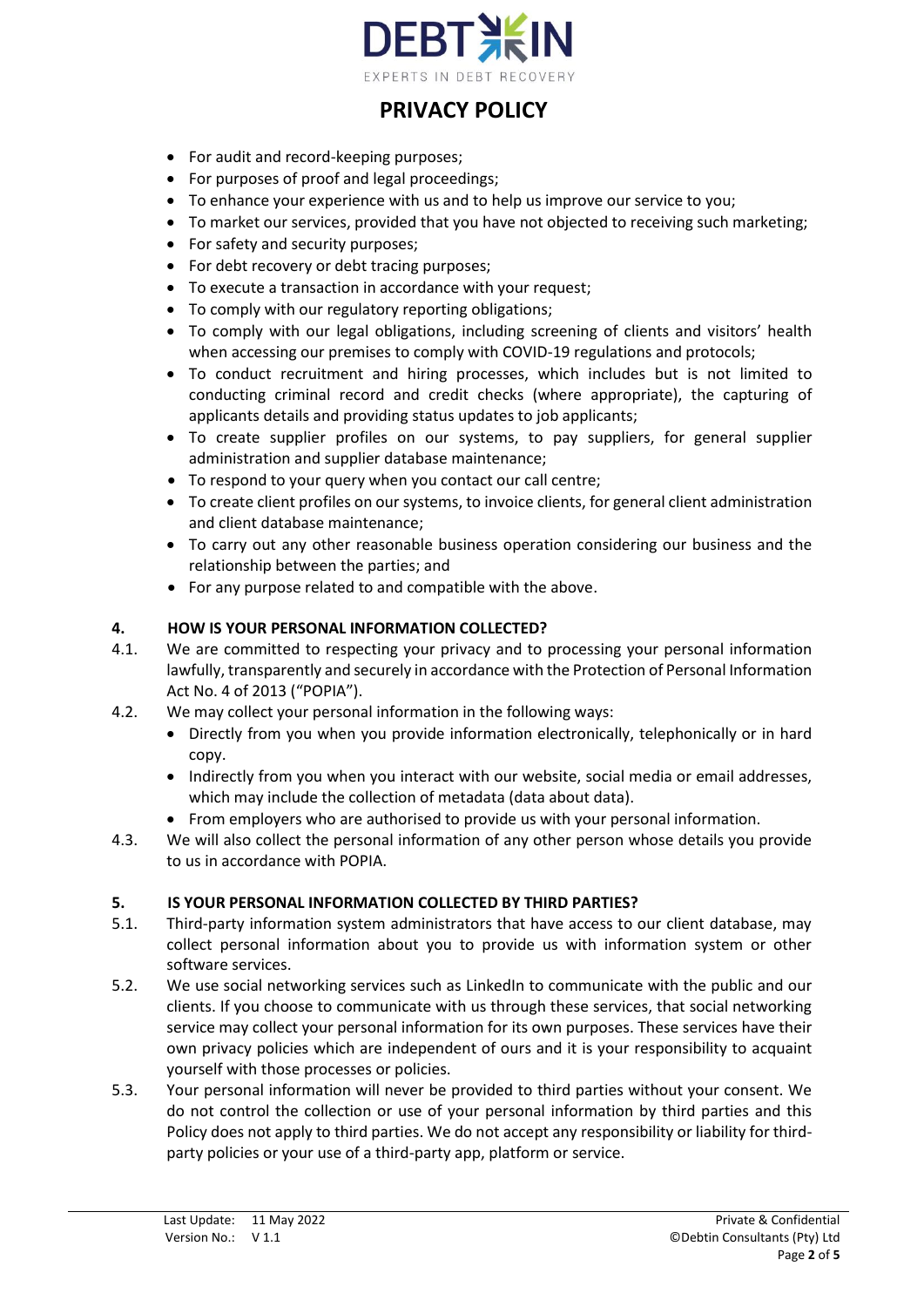- For audit and record-keeping purposes;
- For purposes of proof and legal proceedings;
- To enhance your experience with us and to help us improve our service to you;
- To market our services, provided that you have not objected to receiving such marketing;
- For safety and security purposes;
- For debt recovery or debt tracing purposes;
- To execute a transaction in accordance with your request;
- To comply with our regulatory reporting obligations;
- To comply with our legal obligations, including screening of clients and visitors' health when accessing our premises to comply with COVID-19 regulations and protocols;
- To conduct recruitment and hiring processes, which includes but is not limited to conducting criminal record and credit checks (where appropriate), the capturing of applicants details and providing status updates to job applicants;
- To create supplier profiles on our systems, to pay suppliers, for general supplier administration and supplier database maintenance;
- To respond to your query when you contact our call centre;
- To create client profiles on our systems, to invoice clients, for general client administration and client database maintenance;
- To carry out any other reasonable business operation considering our business and the relationship between the parties; and
- For any purpose related to and compatible with the above.

## 4. HOW IS YOUR PERSONAL INFORMATION COLLECTED?

4.1. We are committed to respecting your privacy and to processing your personal information lawfully, transparently and securely in accordance with the Protection of Personal Information Act No. 4 of 2013 ("POPIA").

4.2. We may collect your personal information in the following ways:

- Directly from you when you provide information electronically, telephonically or in hard copy.
- Indirectly from you when you interact with our website, social media or email addresses, which may include the collection of metadata (data about data).
- From employers who are authorised to provide us with your personal information.

4.3. We will also collect the personal information of any other person whose details you provide to us in accordance with POPIA.

## 5. IS YOUR PERSONAL INFORMATION COLLECTED BY THIRD PARTIES?

5.1. Third-party information system administrators that have access to our client database, may collect personal information about you to provide us with information system or other software services.

5.2. We use social networking services such as LinkedIn to communicate with the public and our clients. If you choose to communicate with us through these services, that social networking service may collect your personal information for its own purposes. These services have their own privacy policies which are independent of ours and it is your responsibility to acquaint yourself with those processes or policies.

5.3. Your personal information will never be provided to third parties without your consent. We do not control the collection or use of your personal information by third parties and this Policy does not apply to third parties. We do not accept any responsibility or liability for third-party policies or your use of a third-party app, platform or service.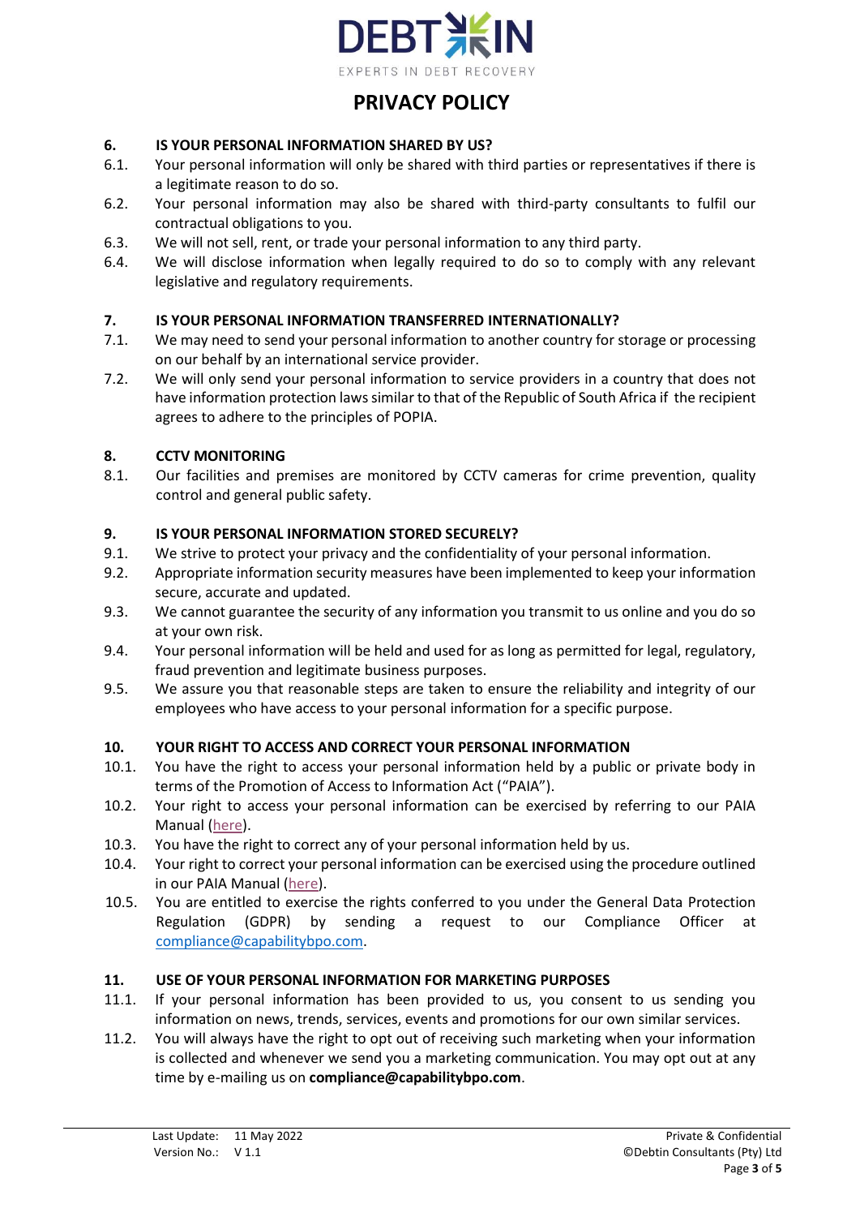## 6. IS YOUR PERSONAL INFORMATION SHARED BY US?

6.1. Your personal information will only be shared with third parties or representatives if there is a legitimate reason to do so.

6.2. Your personal information may also be shared with third-party consultants to fulfil our contractual obligations to you.

6.3. We will not sell, rent, or trade your personal information to any third party.

6.4. We will disclose information when legally required to do so to comply with any relevant legislative and regulatory requirements.

## 7. IS YOUR PERSONAL INFORMATION TRANSFERRED INTERNATIONALLY?

7.1. We may need to send your personal information to another country for storage or processing on our behalf by an international service provider.

7.2. We will only send your personal information to service providers in a country that does not have information protection laws similar to that of the Republic of South Africa if the recipient agrees to adhere to the principles of POPIA.

## 8. CCTV MONITORING

8.1. Our facilities and premises are monitored by CCTV cameras for crime prevention, quality control and general public safety.

## 9. IS YOUR PERSONAL INFORMATION STORED SECURELY?

9.1. We strive to protect your privacy and the confidentiality of your personal information.

9.2. Appropriate information security measures have been implemented to keep your information secure, accurate and updated.

9.3. We cannot guarantee the security of any information you transmit to us online and you do so at your own risk.

9.4. Your personal information will be held and used for as long as permitted for legal, regulatory, fraud prevention and legitimate business purposes.

9.5. We assure you that reasonable steps are taken to ensure the reliability and integrity of our employees who have access to your personal information for a specific purpose.

## 10. YOUR RIGHT TO ACCESS AND CORRECT YOUR PERSONAL INFORMATION

10.1. You have the right to access your personal information held by a public or private body in terms of the Promotion of Access to Information Act ("PAIA").

10.2. Your right to access your personal information can be exercised by referring to our PAIA Manual (here).

10.3. You have the right to correct any of your personal information held by us.

10.4. Your right to correct your personal information can be exercised using the procedure outlined in our PAIA Manual (here).

10.5. You are entitled to exercise the rights conferred to you under the General Data Protection Regulation (GDPR) by sending a request to our Compliance Officer at compliance@capabilitybpo.com.

## 11. USE OF YOUR PERSONAL INFORMATION FOR MARKETING PURPOSES

11.1. If your personal information has been provided to us, you consent to us sending you information on news, trends, services, events and promotions for our own similar services.

11.2. You will always have the right to opt out of receiving such marketing when your information is collected and whenever we send you a marketing communication. You may opt out at any time by e-mailing us on **compliance@capabilitybpo.com**.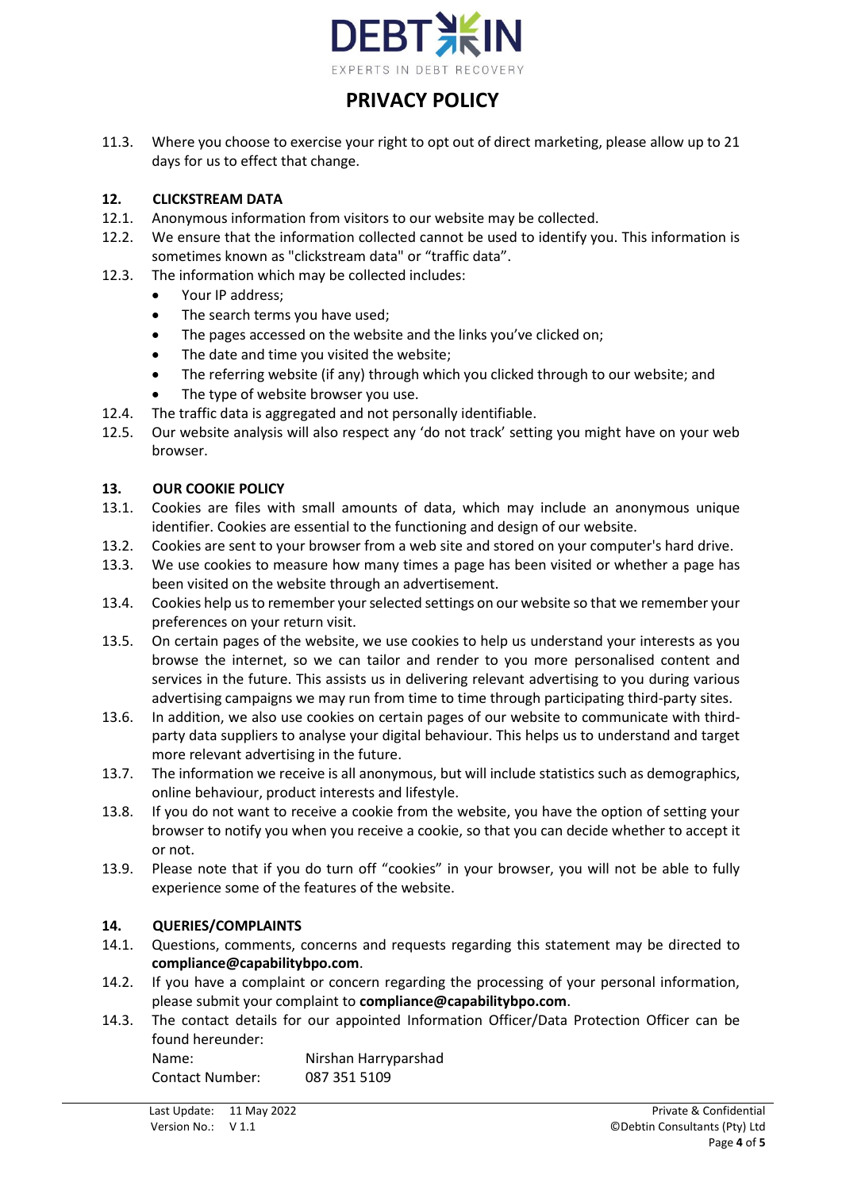11.3. Where you choose to exercise your right to opt out of direct marketing, please allow up to 21 days for us to effect that change.

## 12. CLICKSTREAM DATA

12.1. Anonymous information from visitors to our website may be collected.

12.2. We ensure that the information collected cannot be used to identify you. This information is sometimes known as "clickstream data" or “traffic data”.

12.3. The information which may be collected includes:

- Your IP address;
- The search terms you have used;
- The pages accessed on the website and the links you’ve clicked on;
- The date and time you visited the website;
- The referring website (if any) through which you clicked through to our website; and
- The type of website browser you use.

12.4. The traffic data is aggregated and not personally identifiable.

12.5. Our website analysis will also respect any ‘do not track’ setting you might have on your web browser.

## 13. OUR COOKIE POLICY

13.1. Cookies are files with small amounts of data, which may include an anonymous unique identifier. Cookies are essential to the functioning and design of our website.

13.2. Cookies are sent to your browser from a web site and stored on your computer's hard drive.

13.3. We use cookies to measure how many times a page has been visited or whether a page has been visited on the website through an advertisement.

13.4. Cookies help us to remember your selected settings on our website so that we remember your preferences on your return visit.

13.5. On certain pages of the website, we use cookies to help us understand your interests as you browse the internet, so we can tailor and render to you more personalised content and services in the future. This assists us in delivering relevant advertising to you during various advertising campaigns we may run from time to time through participating third-party sites.

13.6. In addition, we also use cookies on certain pages of our website to communicate with third-party data suppliers to analyse your digital behaviour. This helps us to understand and target more relevant advertising in the future.

13.7. The information we receive is all anonymous, but will include statistics such as demographics, online behaviour, product interests and lifestyle.

13.8. If you do not want to receive a cookie from the website, you have the option of setting your browser to notify you when you receive a cookie, so that you can decide whether to accept it or not.

13.9. Please note that if you do turn off “cookies” in your browser, you will not be able to fully experience some of the features of the website.

## 14. QUERIES/COMPLAINTS

14.1. Questions, comments, concerns and requests regarding this statement may be directed to **compliance@capabilitybpo.com**.

14.2. If you have a complaint or concern regarding the processing of your personal information, please submit your complaint to **compliance@capabilitybpo.com**.

14.3. The contact details for our appointed Information Officer/Data Protection Officer can be found hereunder:

Name: Nirshan Harryparshad
Contact Number: 087 351 5109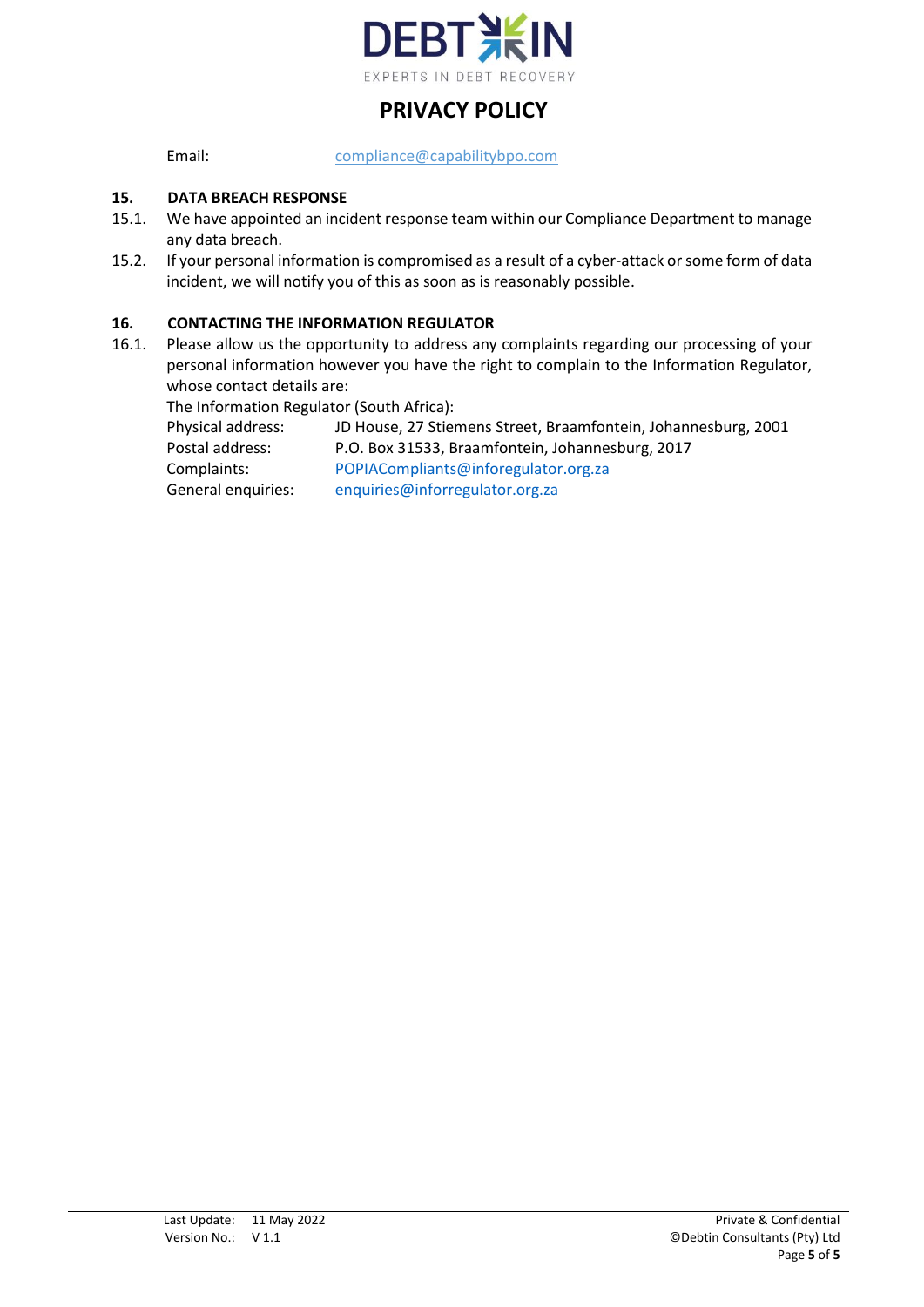Email: compliance@capabilitybpo.com

## 15. DATA BREACH RESPONSE

15.1. We have appointed an incident response team within our Compliance Department to manage any data breach.

15.2. If your personal information is compromised as a result of a cyber-attack or some form of data incident, we will notify you of this as soon as is reasonably possible.

## 16. CONTACTING THE INFORMATION REGULATOR

16.1. Please allow us the opportunity to address any complaints regarding our processing of your personal information however you have the right to complain to the Information Regulator, whose contact details are:

The Information Regulator (South Africa):

| | |
|---|---|
| Physical address: | JD House, 27 Stiemens Street, Braamfontein, Johannesburg, 2001 |
| Postal address: | P.O. Box 31533, Braamfontein, Johannesburg, 2017 |
| Complaints: | POPIACompliants@inforegulator.org.za |
| General enquiries: | enquiries@inforregulator.org.za |